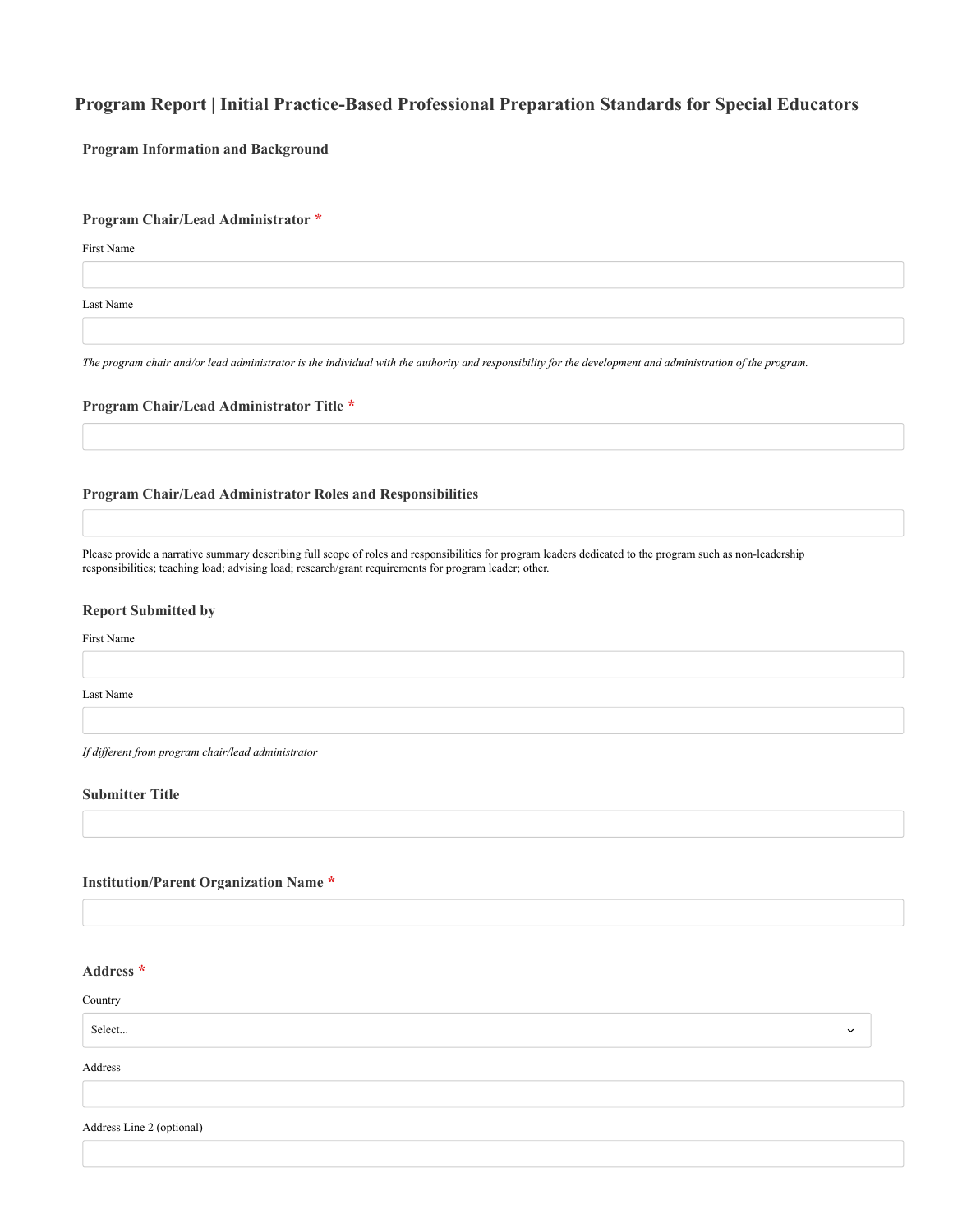# Program Report | Initial Practice-Based Professional Preparation Standards for Special Educators

## Program Information and Background

### Program Chair/Lead Administrator *

First Name

Last Name

*The program chair and/or lead administrator is the individual with the authority and responsibility for the development and administration of the program.*

### Program Chair/Lead Administrator Title *

### Program Chair/Lead Administrator Roles and Responsibilities

Please provide a narrative summary describing full scope of roles and responsibilities for program leaders dedicated to the program such as non-leadership responsibilities; teaching load; advising load; research/grant requirements for program leader; other.

### Report Submitted by

First Name

Last Name

*If different from program chair/lead administrator*

### Submitter Title

### Institution/Parent Organization Name *

### Address *

Country

Select...

Address

Address Line 2 (optional)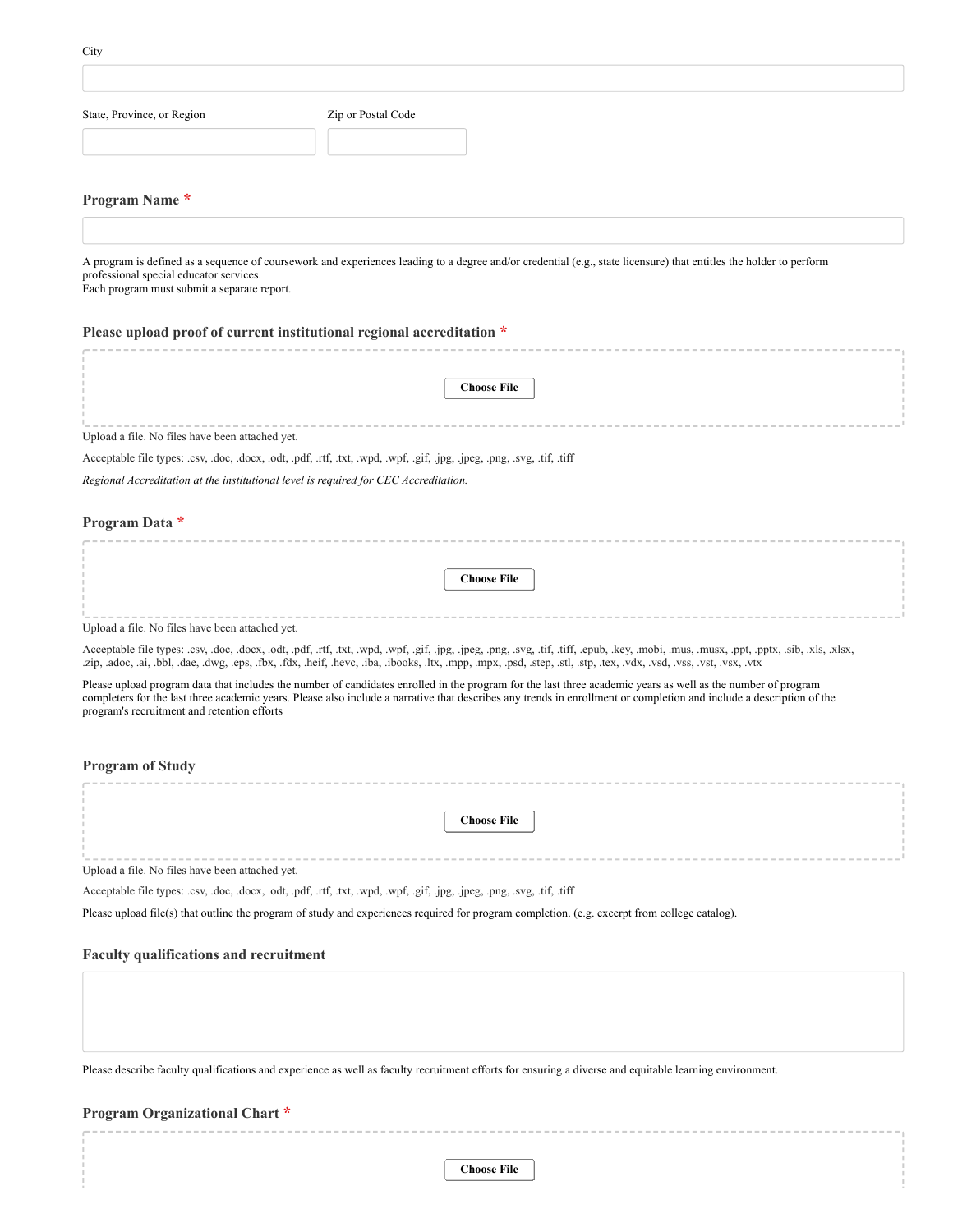City

State, Province, or Region

Zip or Postal Code

### Program Name *

A program is defined as a sequence of coursework and experiences leading to a degree and/or credential (e.g., state licensure) that entitles the holder to perform professional special educator services.
Each program must submit a separate report.

### Please upload proof of current institutional regional accreditation *

Choose File

Upload a file. No files have been attached yet.

Acceptable file types: .csv, .doc, .docx, .odt, .pdf, .rtf, .txt, .wpd, .wpf, .gif, .jpg, .jpeg, .png, .svg, .tif, .tiff

*Regional Accreditation at the institutional level is required for CEC Accreditation.*

### Program Data *

Choose File

Upload a file. No files have been attached yet.

Acceptable file types: .csv, .doc, .docx, .odt, .pdf, .rtf, .txt, .wpd, .wpf, .gif, .jpg, .jpeg, .png, .svg, .tif, .tiff, .epub, .key, .mobi, .mus, .musx, .ppt, .pptx, .sib, .xls, .xlsx, .zip, .adoc, .ai, .bbl, .dae, .dwg, .eps, .fbx, .fdx, .heif, .hevc, .iba, .ibooks, .ltx, .mpp, .mpx, .psd, .step, .stl, .stp, .tex, .vdx, .vsd, .vss, .vst, .vsx, .vtx

Please upload program data that includes the number of candidates enrolled in the program for the last three academic years as well as the number of program completers for the last three academic years. Please also include a narrative that describes any trends in enrollment or completion and include a description of the program's recruitment and retention efforts

### Program of Study

Choose File

Upload a file. No files have been attached yet.

Acceptable file types: .csv, .doc, .docx, .odt, .pdf, .rtf, .txt, .wpd, .wpf, .gif, .jpg, .jpeg, .png, .svg, .tif, .tiff

Please upload file(s) that outline the program of study and experiences required for program completion. (e.g. excerpt from college catalog).

### Faculty qualifications and recruitment

Please describe faculty qualifications and experience as well as faculty recruitment efforts for ensuring a diverse and equitable learning environment.

### Program Organizational Chart *

Choose File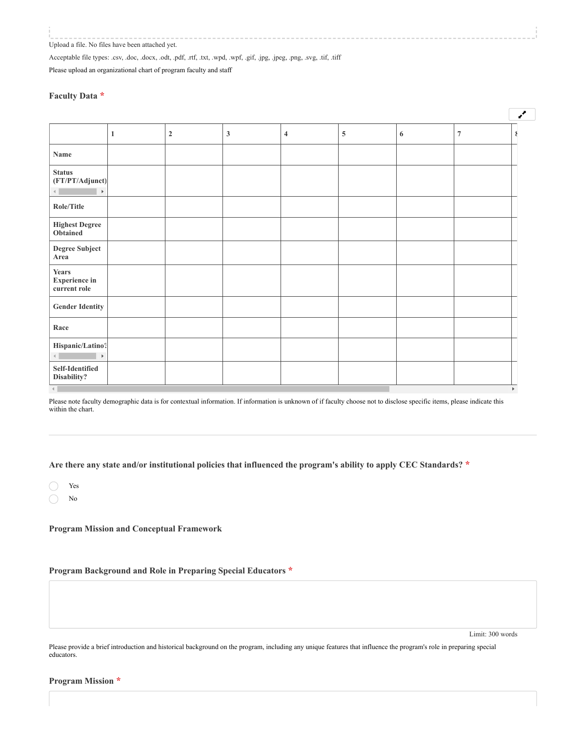Upload a file. No files have been attached yet.

Acceptable file types: .csv, .doc, .docx, .odt, .pdf, .rtf, .txt, .wpd, .wpf, .gif, .jpg, .jpeg, .png, .svg, .tif, .tiff

Please upload an organizational chart of program faculty and staff

### Faculty Data *

| | 1 | 2 | 3 | 4 | 5 | 6 | 7 | 8 |
|---|---|---|---|---|---|---|---|---|
| **Name** | | | | | | | | |
| **Status (FT/PT/Adjunct)** | | | | | | | | |
| **Role/Title** | | | | | | | | |
| **Highest Degree Obtained** | | | | | | | | |
| **Degree Subject Area** | | | | | | | | |
| **Years Experience in current role** | | | | | | | | |
| **Gender Identity** | | | | | | | | |
| **Race** | | | | | | | | |
| **Hispanic/Latino?** | | | | | | | | |
| **Self-Identified Disability?** | | | | | | | | |

Please note faculty demographic data is for contextual information. If information is unknown of if faculty choose not to disclose specific items, please indicate this within the chart.

---

### Are there any state and/or institutional policies that influenced the program's ability to apply CEC Standards? *

- Yes
- No

### Program Mission and Conceptual Framework

### Program Background and Role in Preparing Special Educators *

Limit: 300 words

Please provide a brief introduction and historical background on the program, including any unique features that influence the program's role in preparing special educators.

### Program Mission *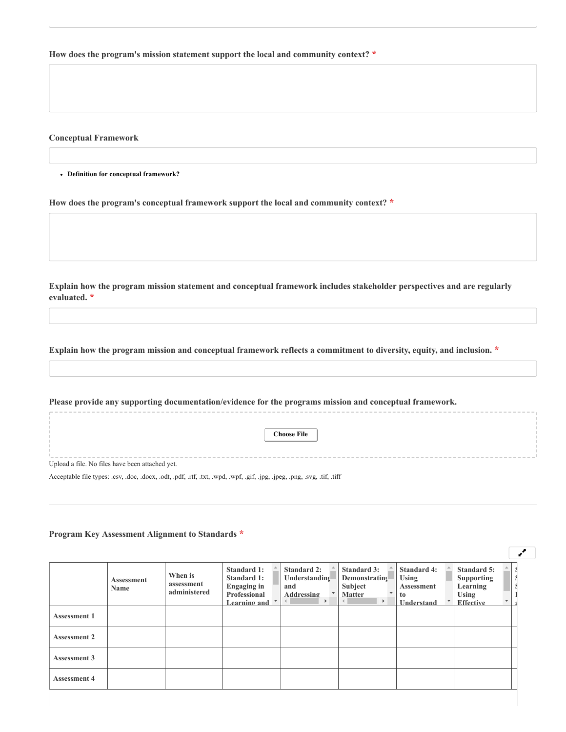**How does the program's mission statement support the local and community context?** *

**Conceptual Framework**

- **Definition for conceptual framework?**

**How does the program's conceptual framework support the local and community context?** *

**Explain how the program mission statement and conceptual framework includes stakeholder perspectives and are regularly evaluated.** *

**Explain how the program mission and conceptual framework reflects a commitment to diversity, equity, and inclusion.** *

**Please provide any supporting documentation/evidence for the programs mission and conceptual framework.**

Choose File

Upload a file. No files have been attached yet.

Acceptable file types: .csv, .doc, .docx, .odt, .pdf, .rtf, .txt, .wpd, .wpf, .gif, .jpg, .jpeg, .png, .svg, .tif, .tiff

**Program Key Assessment Alignment to Standards** *

| | Assessment Name | When is assessment administered | Standard 1: Standard 1: Engaging in Professional Learning and | Standard 2: Understanding and Addressing | Standard 3: Demonstrating Subject Matter | Standard 4: Using Assessment to Understand | Standard 5: Supporting Learning Using Effective |
|---|---|---|---|---|---|---|---|
| Assessment 1 | | | | | | | |
| Assessment 2 | | | | | | | |
| Assessment 3 | | | | | | | |
| Assessment 4 | | | | | | | |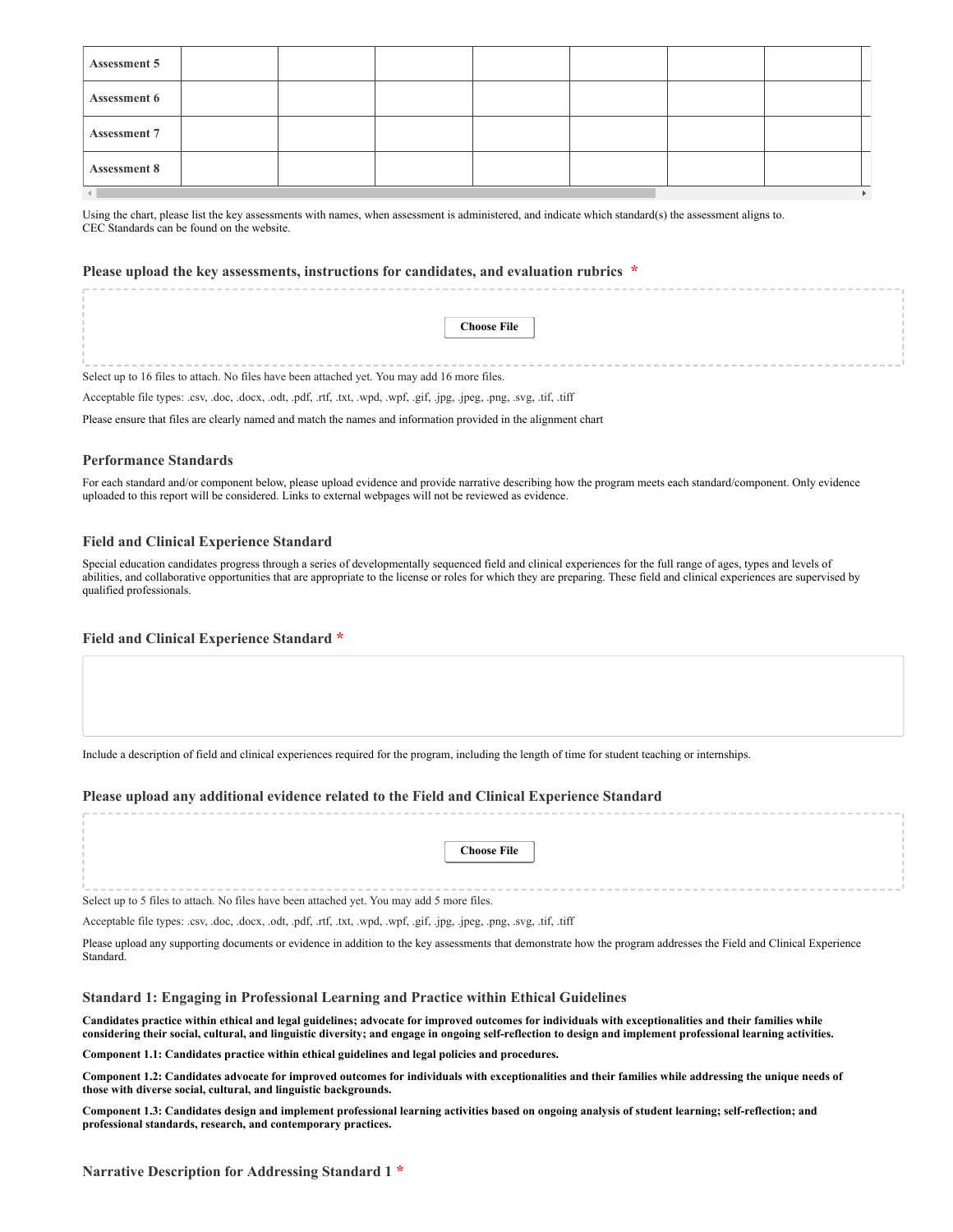| Assessment 5 | | | | | | | |
|---|---|---|---|---|---|---|---|
| Assessment 6 | | | | | | | |
| Assessment 7 | | | | | | | |
| Assessment 8 | | | | | | | |

Using the chart, please list the key assessments with names, when assessment is administered, and indicate which standard(s) the assessment aligns to.
CEC Standards can be found on the website.

### Please upload the key assessments, instructions for candidates, and evaluation rubrics *

Choose File

Select up to 16 files to attach. No files have been attached yet. You may add 16 more files.

Acceptable file types: .csv, .doc, .docx, .odt, .pdf, .rtf, .txt, .wpd, .wpf, .gif, .jpg, .jpeg, .png, .svg, .tif, .tiff

Please ensure that files are clearly named and match the names and information provided in the alignment chart

### Performance Standards

For each standard and/or component below, please upload evidence and provide narrative describing how the program meets each standard/component. Only evidence uploaded to this report will be considered. Links to external webpages will not be reviewed as evidence.

### Field and Clinical Experience Standard

Special education candidates progress through a series of developmentally sequenced field and clinical experiences for the full range of ages, types and levels of abilities, and collaborative opportunities that are appropriate to the license or roles for which they are preparing. These field and clinical experiences are supervised by qualified professionals.

### Field and Clinical Experience Standard *

Include a description of field and clinical experiences required for the program, including the length of time for student teaching or internships.

### Please upload any additional evidence related to the Field and Clinical Experience Standard

Choose File

Select up to 5 files to attach. No files have been attached yet. You may add 5 more files.

Acceptable file types: .csv, .doc, .docx, .odt, .pdf, .rtf, .txt, .wpd, .wpf, .gif, .jpg, .jpeg, .png, .svg, .tif, .tiff

Please upload any supporting documents or evidence in addition to the key assessments that demonstrate how the program addresses the Field and Clinical Experience Standard.

### Standard 1: Engaging in Professional Learning and Practice within Ethical Guidelines

**Candidates practice within ethical and legal guidelines; advocate for improved outcomes for individuals with exceptionalities and their families while considering their social, cultural, and linguistic diversity; and engage in ongoing self-reflection to design and implement professional learning activities.**

**Component 1.1: Candidates practice within ethical guidelines and legal policies and procedures.**

**Component 1.2: Candidates advocate for improved outcomes for individuals with exceptionalities and their families while addressing the unique needs of those with diverse social, cultural, and linguistic backgrounds.**

**Component 1.3: Candidates design and implement professional learning activities based on ongoing analysis of student learning; self-reflection; and professional standards, research, and contemporary practices.**

### Narrative Description for Addressing Standard 1 *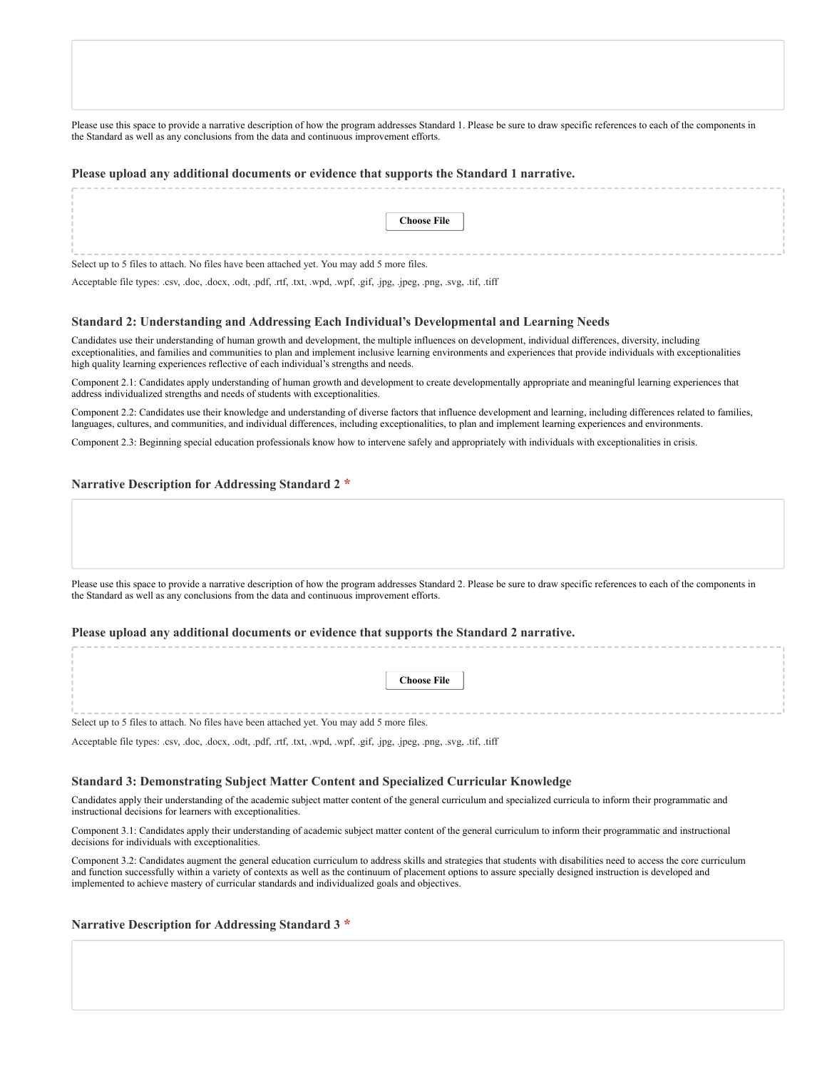Please use this space to provide a narrative description of how the program addresses Standard 1. Please be sure to draw specific references to each of the components in the Standard as well as any conclusions from the data and continuous improvement efforts.

### Please upload any additional documents or evidence that supports the Standard 1 narrative.

Choose File

Select up to 5 files to attach. No files have been attached yet. You may add 5 more files.

Acceptable file types: .csv, .doc, .docx, .odt, .pdf, .rtf, .txt, .wpd, .wpf, .gif, .jpg, .jpeg, .png, .svg, .tif, .tiff

### Standard 2: Understanding and Addressing Each Individual's Developmental and Learning Needs

Candidates use their understanding of human growth and development, the multiple influences on development, individual differences, diversity, including exceptionalities, and families and communities to plan and implement inclusive learning environments and experiences that provide individuals with exceptionalities high quality learning experiences reflective of each individual's strengths and needs.

Component 2.1: Candidates apply understanding of human growth and development to create developmentally appropriate and meaningful learning experiences that address individualized strengths and needs of students with exceptionalities.

Component 2.2: Candidates use their knowledge and understanding of diverse factors that influence development and learning, including differences related to families, languages, cultures, and communities, and individual differences, including exceptionalities, to plan and implement learning experiences and environments.

Component 2.3: Beginning special education professionals know how to intervene safely and appropriately with individuals with exceptionalities in crisis.

### Narrative Description for Addressing Standard 2 *

Please use this space to provide a narrative description of how the program addresses Standard 2. Please be sure to draw specific references to each of the components in the Standard as well as any conclusions from the data and continuous improvement efforts.

### Please upload any additional documents or evidence that supports the Standard 2 narrative.

Choose File

Select up to 5 files to attach. No files have been attached yet. You may add 5 more files.

Acceptable file types: .csv, .doc, .docx, .odt, .pdf, .rtf, .txt, .wpd, .wpf, .gif, .jpg, .jpeg, .png, .svg, .tif, .tiff

### Standard 3: Demonstrating Subject Matter Content and Specialized Curricular Knowledge

Candidates apply their understanding of the academic subject matter content of the general curriculum and specialized curricula to inform their programmatic and instructional decisions for learners with exceptionalities.

Component 3.1: Candidates apply their understanding of academic subject matter content of the general curriculum to inform their programmatic and instructional decisions for individuals with exceptionalities.

Component 3.2: Candidates augment the general education curriculum to address skills and strategies that students with disabilities need to access the core curriculum and function successfully within a variety of contexts as well as the continuum of placement options to assure specially designed instruction is developed and implemented to achieve mastery of curricular standards and individualized goals and objectives.

### Narrative Description for Addressing Standard 3 *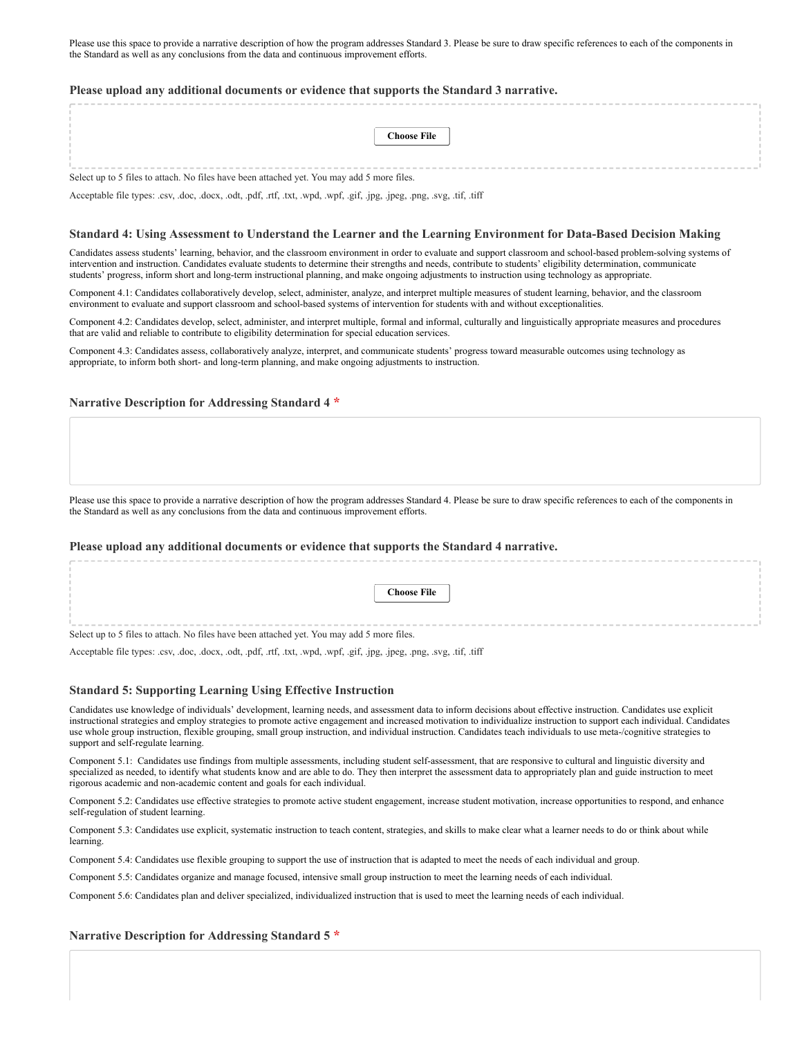Please use this space to provide a narrative description of how the program addresses Standard 3. Please be sure to draw specific references to each of the components in the Standard as well as any conclusions from the data and continuous improvement efforts.

### Please upload any additional documents or evidence that supports the Standard 3 narrative.

Choose File

Select up to 5 files to attach. No files have been attached yet. You may add 5 more files.

Acceptable file types: .csv, .doc, .docx, .odt, .pdf, .rtf, .txt, .wpd, .wpf, .gif, .jpg, .jpeg, .png, .svg, .tif, .tiff

### Standard 4: Using Assessment to Understand the Learner and the Learning Environment for Data-Based Decision Making

Candidates assess students' learning, behavior, and the classroom environment in order to evaluate and support classroom and school-based problem-solving systems of intervention and instruction. Candidates evaluate students to determine their strengths and needs, contribute to students' eligibility determination, communicate students' progress, inform short and long-term instructional planning, and make ongoing adjustments to instruction using technology as appropriate.

Component 4.1: Candidates collaboratively develop, select, administer, analyze, and interpret multiple measures of student learning, behavior, and the classroom environment to evaluate and support classroom and school-based systems of intervention for students with and without exceptionalities.

Component 4.2: Candidates develop, select, administer, and interpret multiple, formal and informal, culturally and linguistically appropriate measures and procedures that are valid and reliable to contribute to eligibility determination for special education services.

Component 4.3: Candidates assess, collaboratively analyze, interpret, and communicate students' progress toward measurable outcomes using technology as appropriate, to inform both short- and long-term planning, and make ongoing adjustments to instruction.

### Narrative Description for Addressing Standard 4 *

Please use this space to provide a narrative description of how the program addresses Standard 4. Please be sure to draw specific references to each of the components in the Standard as well as any conclusions from the data and continuous improvement efforts.

### Please upload any additional documents or evidence that supports the Standard 4 narrative.

Choose File

Select up to 5 files to attach. No files have been attached yet. You may add 5 more files.

Acceptable file types: .csv, .doc, .docx, .odt, .pdf, .rtf, .txt, .wpd, .wpf, .gif, .jpg, .jpeg, .png, .svg, .tif, .tiff

### Standard 5: Supporting Learning Using Effective Instruction

Candidates use knowledge of individuals' development, learning needs, and assessment data to inform decisions about effective instruction. Candidates use explicit instructional strategies and employ strategies to promote active engagement and increased motivation to individualize instruction to support each individual. Candidates use whole group instruction, flexible grouping, small group instruction, and individual instruction. Candidates teach individuals to use meta-/cognitive strategies to support and self-regulate learning.

Component 5.1: Candidates use findings from multiple assessments, including student self-assessment, that are responsive to cultural and linguistic diversity and specialized as needed, to identify what students know and are able to do. They then interpret the assessment data to appropriately plan and guide instruction to meet rigorous academic and non-academic content and goals for each individual.

Component 5.2: Candidates use effective strategies to promote active student engagement, increase student motivation, increase opportunities to respond, and enhance self-regulation of student learning.

Component 5.3: Candidates use explicit, systematic instruction to teach content, strategies, and skills to make clear what a learner needs to do or think about while learning.

Component 5.4: Candidates use flexible grouping to support the use of instruction that is adapted to meet the needs of each individual and group.

Component 5.5: Candidates organize and manage focused, intensive small group instruction to meet the learning needs of each individual.

Component 5.6: Candidates plan and deliver specialized, individualized instruction that is used to meet the learning needs of each individual.

### Narrative Description for Addressing Standard 5 *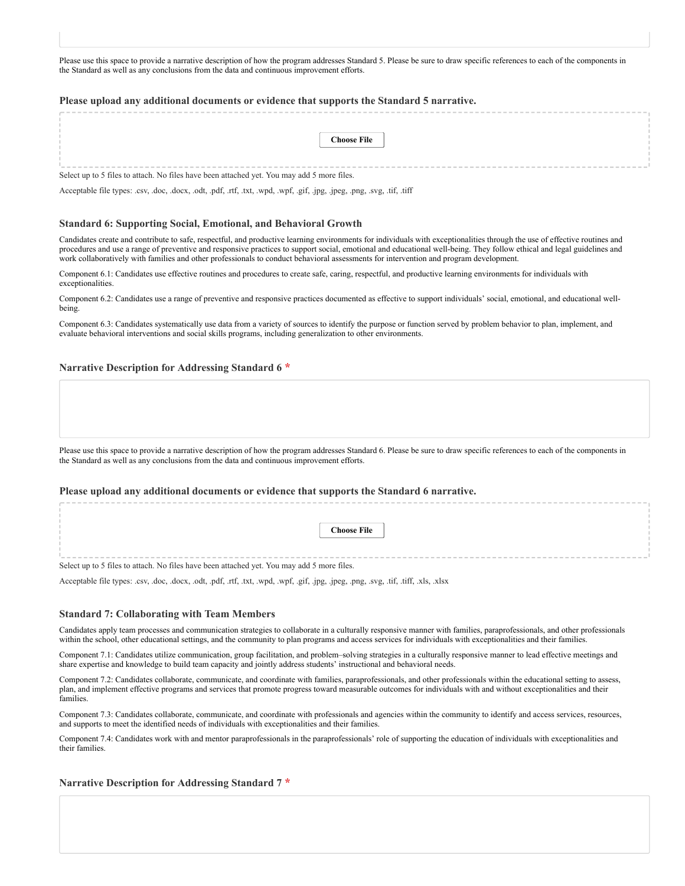Please use this space to provide a narrative description of how the program addresses Standard 5. Please be sure to draw specific references to each of the components in the Standard as well as any conclusions from the data and continuous improvement efforts.

### Please upload any additional documents or evidence that supports the Standard 5 narrative.

Choose File

Select up to 5 files to attach. No files have been attached yet. You may add 5 more files.

Acceptable file types: .csv, .doc, .docx, .odt, .pdf, .rtf, .txt, .wpd, .wpf, .gif, .jpg, .jpeg, .png, .svg, .tif, .tiff

### Standard 6: Supporting Social, Emotional, and Behavioral Growth

Candidates create and contribute to safe, respectful, and productive learning environments for individuals with exceptionalities through the use of effective routines and procedures and use a range of preventive and responsive practices to support social, emotional and educational well-being. They follow ethical and legal guidelines and work collaboratively with families and other professionals to conduct behavioral assessments for intervention and program development.

Component 6.1: Candidates use effective routines and procedures to create safe, caring, respectful, and productive learning environments for individuals with exceptionalities.

Component 6.2: Candidates use a range of preventive and responsive practices documented as effective to support individuals' social, emotional, and educational well-being.

Component 6.3: Candidates systematically use data from a variety of sources to identify the purpose or function served by problem behavior to plan, implement, and evaluate behavioral interventions and social skills programs, including generalization to other environments.

### Narrative Description for Addressing Standard 6 *

Please use this space to provide a narrative description of how the program addresses Standard 6. Please be sure to draw specific references to each of the components in the Standard as well as any conclusions from the data and continuous improvement efforts.

### Please upload any additional documents or evidence that supports the Standard 6 narrative.

Choose File

Select up to 5 files to attach. No files have been attached yet. You may add 5 more files.

Acceptable file types: .csv, .doc, .docx, .odt, .pdf, .rtf, .txt, .wpd, .wpf, .gif, .jpg, .jpeg, .png, .svg, .tif, .tiff, .xls, .xlsx

### Standard 7: Collaborating with Team Members

Candidates apply team processes and communication strategies to collaborate in a culturally responsive manner with families, paraprofessionals, and other professionals within the school, other educational settings, and the community to plan programs and access services for individuals with exceptionalities and their families.

Component 7.1: Candidates utilize communication, group facilitation, and problem–solving strategies in a culturally responsive manner to lead effective meetings and share expertise and knowledge to build team capacity and jointly address students' instructional and behavioral needs.

Component 7.2: Candidates collaborate, communicate, and coordinate with families, paraprofessionals, and other professionals within the educational setting to assess, plan, and implement effective programs and services that promote progress toward measurable outcomes for individuals with and without exceptionalities and their families.

Component 7.3: Candidates collaborate, communicate, and coordinate with professionals and agencies within the community to identify and access services, resources, and supports to meet the identified needs of individuals with exceptionalities and their families.

Component 7.4: Candidates work with and mentor paraprofessionals in the paraprofessionals' role of supporting the education of individuals with exceptionalities and their families.

### Narrative Description for Addressing Standard 7 *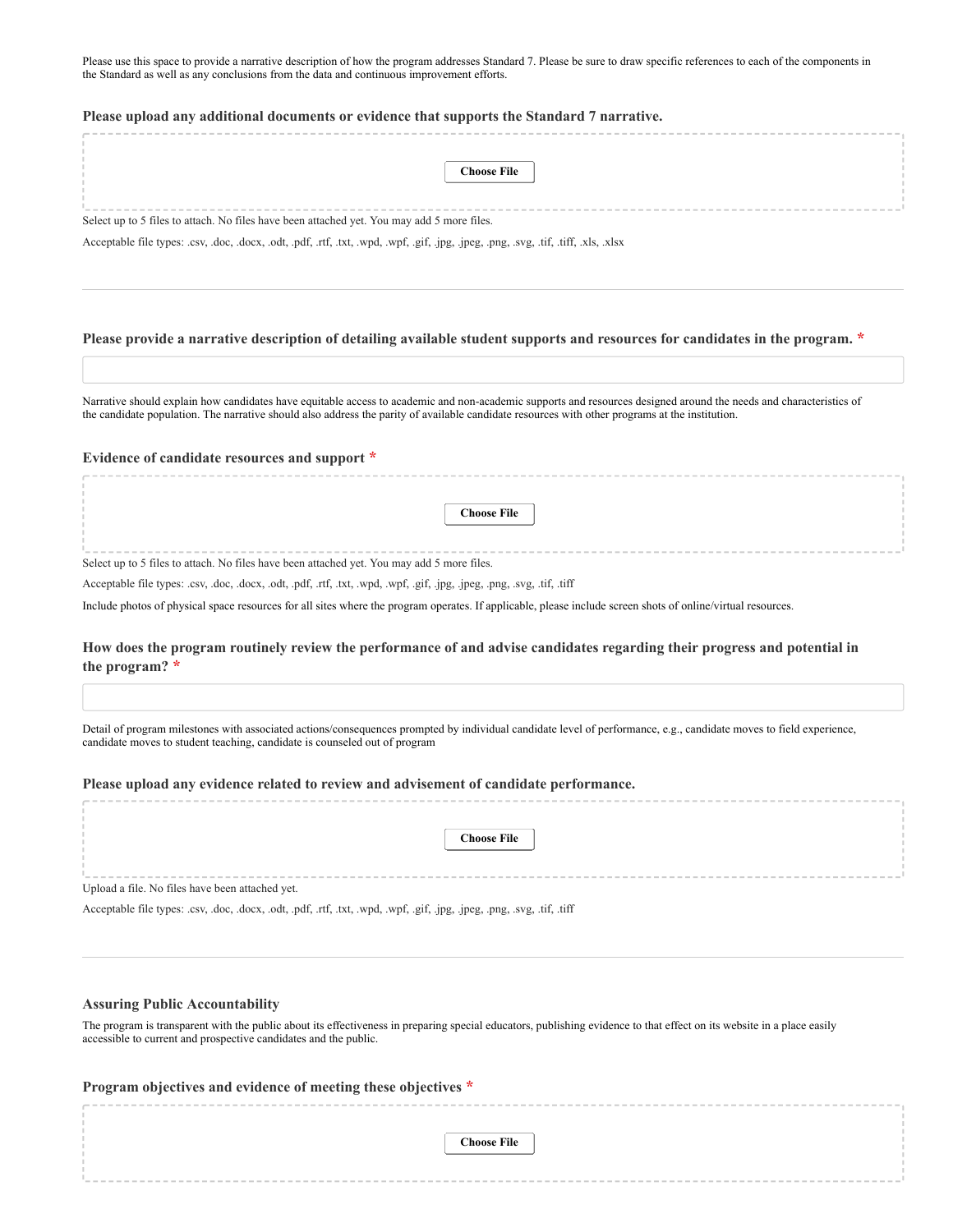Please use this space to provide a narrative description of how the program addresses Standard 7. Please be sure to draw specific references to each of the components in the Standard as well as any conclusions from the data and continuous improvement efforts.

### Please upload any additional documents or evidence that supports the Standard 7 narrative.

Choose File

Select up to 5 files to attach. No files have been attached yet. You may add 5 more files.

Acceptable file types: .csv, .doc, .docx, .odt, .pdf, .rtf, .txt, .wpd, .wpf, .gif, .jpg, .jpeg, .png, .svg, .tif, .tiff, .xls, .xlsx

---

### Please provide a narrative description of detailing available student supports and resources for candidates in the program. *

Narrative should explain how candidates have equitable access to academic and non-academic supports and resources designed around the needs and characteristics of the candidate population. The narrative should also address the parity of available candidate resources with other programs at the institution.

### Evidence of candidate resources and support *

Choose File

Select up to 5 files to attach. No files have been attached yet. You may add 5 more files.

Acceptable file types: .csv, .doc, .docx, .odt, .pdf, .rtf, .txt, .wpd, .wpf, .gif, .jpg, .jpeg, .png, .svg, .tif, .tiff

Include photos of physical space resources for all sites where the program operates. If applicable, please include screen shots of online/virtual resources.

### How does the program routinely review the performance of and advise candidates regarding their progress and potential in the program? *

Detail of program milestones with associated actions/consequences prompted by individual candidate level of performance, e.g., candidate moves to field experience, candidate moves to student teaching, candidate is counseled out of program

### Please upload any evidence related to review and advisement of candidate performance.

Choose File

Upload a file. No files have been attached yet.

Acceptable file types: .csv, .doc, .docx, .odt, .pdf, .rtf, .txt, .wpd, .wpf, .gif, .jpg, .jpeg, .png, .svg, .tif, .tiff

---

### Assuring Public Accountability

The program is transparent with the public about its effectiveness in preparing special educators, publishing evidence to that effect on its website in a place easily accessible to current and prospective candidates and the public.

### Program objectives and evidence of meeting these objectives *

Choose File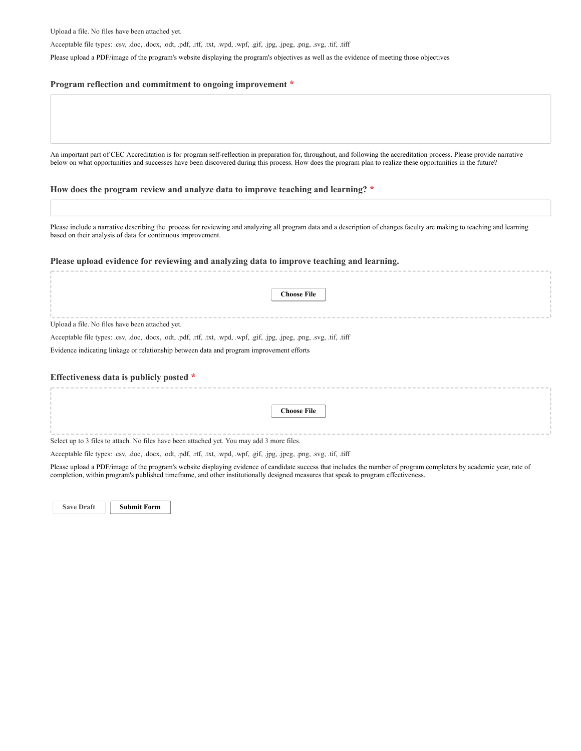Upload a file. No files have been attached yet.

Acceptable file types: .csv, .doc, .docx, .odt, .pdf, .rtf, .txt, .wpd, .wpf, .gif, .jpg, .jpeg, .png, .svg, .tif, .tiff

Please upload a PDF/image of the program's website displaying the program's objectives as well as the evidence of meeting those objectives

### Program reflection and commitment to ongoing improvement *

An important part of CEC Accreditation is for program self-reflection in preparation for, throughout, and following the accreditation process. Please provide narrative below on what opportunities and successes have been discovered during this process. How does the program plan to realize these opportunities in the future?

### How does the program review and analyze data to improve teaching and learning? *

Please include a narrative describing the process for reviewing and analyzing all program data and a description of changes faculty are making to teaching and learning based on their analysis of data for continuous improvement.

### Please upload evidence for reviewing and analyzing data to improve teaching and learning.

Choose File

Upload a file. No files have been attached yet.

Acceptable file types: .csv, .doc, .docx, .odt, .pdf, .rtf, .txt, .wpd, .wpf, .gif, .jpg, .jpeg, .png, .svg, .tif, .tiff

Evidence indicating linkage or relationship between data and program improvement efforts

### Effectiveness data is publicly posted *

Choose File

Select up to 3 files to attach. No files have been attached yet. You may add 3 more files.

Acceptable file types: .csv, .doc, .docx, .odt, .pdf, .rtf, .txt, .wpd, .wpf, .gif, .jpg, .jpeg, .png, .svg, .tif, .tiff

Please upload a PDF/image of the program's website displaying evidence of candidate success that includes the number of program completers by academic year, rate of completion, within program's published timeframe, and other institutionally designed measures that speak to program effectiveness.

Save Draft Submit Form